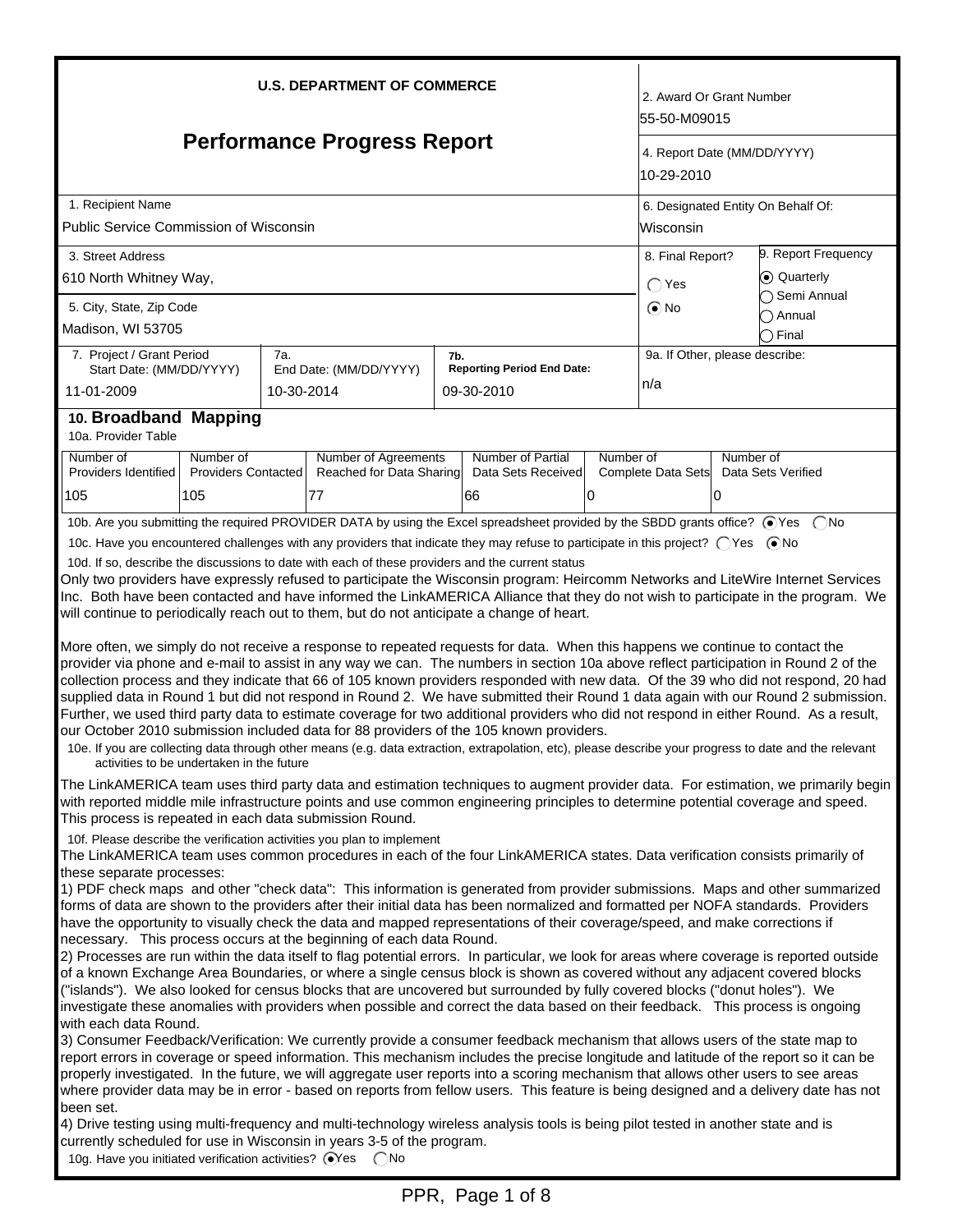**U.S. DEPARTMENT OF COMMERCE**

# Performance Progress Report

| Field | Value |
| --- | --- |
| 2. Award Or Grant Number | 55-50-M09015 |
| 4. Report Date (MM/DD/YYYY) | 10-29-2010 |
| 1. Recipient Name | Public Service Commission of Wisconsin |
| 6. Designated Entity On Behalf Of: | Wisconsin |
| 3. Street Address | 610 North Whitney Way, |
| 5. City, State, Zip Code | Madison, WI 53705 |
| 8. Final Report? | ◯ Yes ⦿ No |
| 9. Report Frequency | ⦿ Quarterly ◯ Semi Annual ◯ Annual ◯ Final |
| 7. Project / Grant Period Start Date: (MM/DD/YYYY) | 11-01-2009 |
| 7a. End Date: (MM/DD/YYYY) | 10-30-2014 |
| 7b. Reporting Period End Date: | 09-30-2010 |
| 9a. If Other, please describe: | n/a |

## 10. Broadband Mapping

10a. Provider Table

| Number of Providers Identified | Number of Providers Contacted | Number of Agreements Reached for Data Sharing | Number of Partial Data Sets Received | Number of Complete Data Sets | Number of Data Sets Verified |
| --- | --- | --- | --- | --- | --- |
| 105 | 105 | 77 | 66 | 0 | 0 |

10b. Are you submitting the required PROVIDER DATA by using the Excel spreadsheet provided by the SBDD grants office? ⦿ Yes ◯ No

10c. Have you encountered challenges with any providers that indicate they may refuse to participate in this project? ◯ Yes ⦿ No

10d. If so, describe the discussions to date with each of these providers and the current status

Only two providers have expressly refused to participate the Wisconsin program: Heircomm Networks and LiteWire Internet Services Inc. Both have been contacted and have informed the LinkAMERICA Alliance that they do not wish to participate in the program. We will continue to periodically reach out to them, but do not anticipate a change of heart.

More often, we simply do not receive a response to repeated requests for data. When this happens we continue to contact the provider via phone and e-mail to assist in any way we can. The numbers in section 10a above reflect participation in Round 2 of the collection process and they indicate that 66 of 105 known providers responded with new data. Of the 39 who did not respond, 20 had supplied data in Round 1 but did not respond in Round 2. We have submitted their Round 1 data again with our Round 2 submission. Further, we used third party data to estimate coverage for two additional providers who did not respond in either Round. As a result, our October 2010 submission included data for 88 providers of the 105 known providers.

10e. If you are collecting data through other means (e.g. data extraction, extrapolation, etc), please describe your progress to date and the relevant activities to be undertaken in the future

The LinkAMERICA team uses third party data and estimation techniques to augment provider data. For estimation, we primarily begin with reported middle mile infrastructure points and use common engineering principles to determine potential coverage and speed. This process is repeated in each data submission Round.

10f. Please describe the verification activities you plan to implement

The LinkAMERICA team uses common procedures in each of the four LinkAMERICA states. Data verification consists primarily of these separate processes:

1) PDF check maps and other "check data": This information is generated from provider submissions. Maps and other summarized forms of data are shown to the providers after their initial data has been normalized and formatted per NOFA standards. Providers have the opportunity to visually check the data and mapped representations of their coverage/speed, and make corrections if necessary. This process occurs at the beginning of each data Round.

2) Processes are run within the data itself to flag potential errors. In particular, we look for areas where coverage is reported outside of a known Exchange Area Boundaries, or where a single census block is shown as covered without any adjacent covered blocks ("islands"). We also looked for census blocks that are uncovered but surrounded by fully covered blocks ("donut holes"). We investigate these anomalies with providers when possible and correct the data based on their feedback. This process is ongoing with each data Round.

3) Consumer Feedback/Verification: We currently provide a consumer feedback mechanism that allows users of the state map to report errors in coverage or speed information. This mechanism includes the precise longitude and latitude of the report so it can be properly investigated. In the future, we will aggregate user reports into a scoring mechanism that allows other users to see areas where provider data may be in error - based on reports from fellow users. This feature is being designed and a delivery date has not been set.

4) Drive testing using multi-frequency and multi-technology wireless analysis tools is being pilot tested in another state and is currently scheduled for use in Wisconsin in years 3-5 of the program.

10g. Have you initiated verification activities? ⦿ Yes ◯ No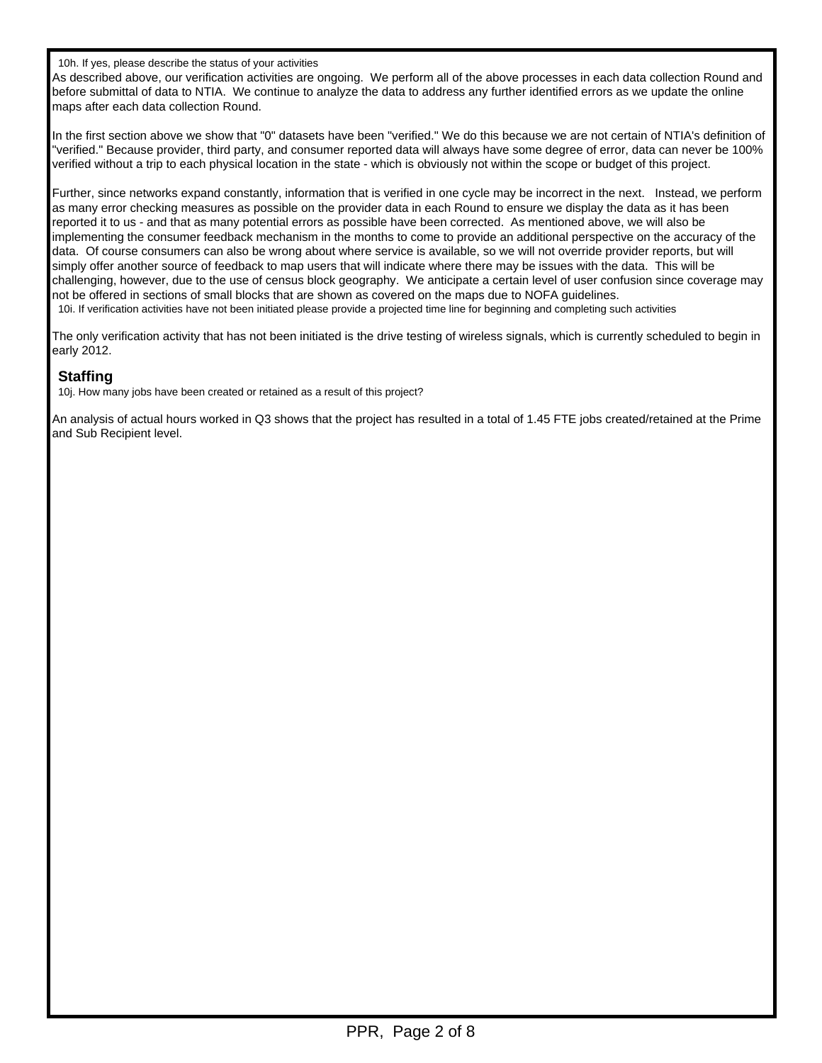10h. If yes, please describe the status of your activities

As described above, our verification activities are ongoing. We perform all of the above processes in each data collection Round and before submittal of data to NTIA. We continue to analyze the data to address any further identified errors as we update the online maps after each data collection Round.

In the first section above we show that "0" datasets have been "verified." We do this because we are not certain of NTIA's definition of "verified." Because provider, third party, and consumer reported data will always have some degree of error, data can never be 100% verified without a trip to each physical location in the state - which is obviously not within the scope or budget of this project.

Further, since networks expand constantly, information that is verified in one cycle may be incorrect in the next. Instead, we perform as many error checking measures as possible on the provider data in each Round to ensure we display the data as it has been reported it to us - and that as many potential errors as possible have been corrected. As mentioned above, we will also be implementing the consumer feedback mechanism in the months to come to provide an additional perspective on the accuracy of the data. Of course consumers can also be wrong about where service is available, so we will not override provider reports, but will simply offer another source of feedback to map users that will indicate where there may be issues with the data. This will be challenging, however, due to the use of census block geography. We anticipate a certain level of user confusion since coverage may not be offered in sections of small blocks that are shown as covered on the maps due to NOFA guidelines.

10i. If verification activities have not been initiated please provide a projected time line for beginning and completing such activities

The only verification activity that has not been initiated is the drive testing of wireless signals, which is currently scheduled to begin in early 2012.

## Staffing

10j. How many jobs have been created or retained as a result of this project?

An analysis of actual hours worked in Q3 shows that the project has resulted in a total of 1.45 FTE jobs created/retained at the Prime and Sub Recipient level.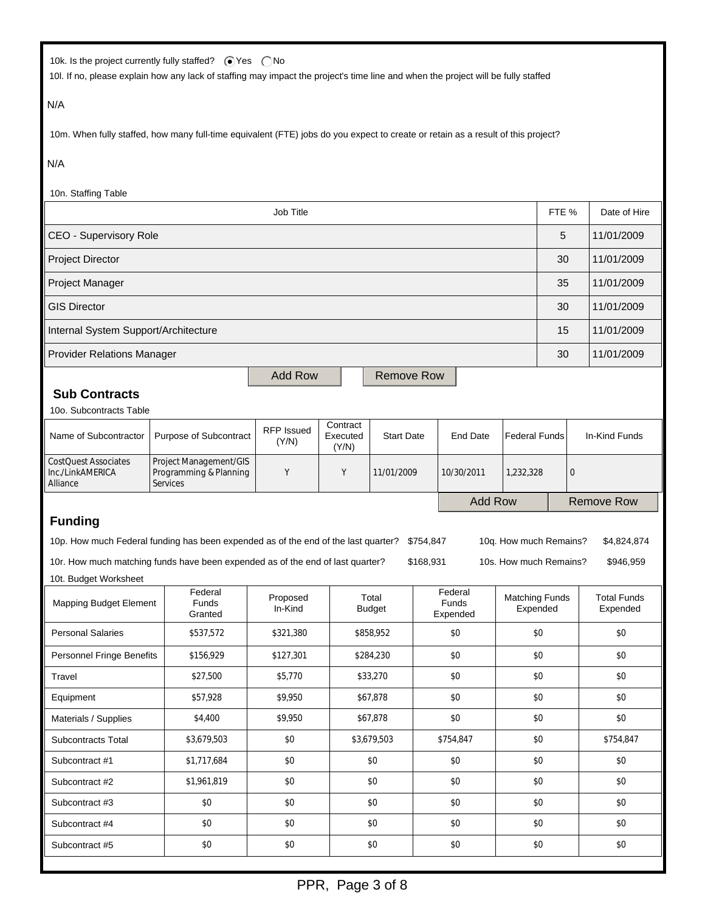10k. Is the project currently fully staffed? (•) Yes ( ) No

10l. If no, please explain how any lack of staffing may impact the project's time line and when the project will be fully staffed

N/A

10m. When fully staffed, how many full-time equivalent (FTE) jobs do you expect to create or retain as a result of this project?

N/A

10n. Staffing Table

| Job Title | FTE % | Date of Hire |
|---|---|---|
| CEO - Supervisory Role | 5 | 11/01/2009 |
| Project Director | 30 | 11/01/2009 |
| Project Manager | 35 | 11/01/2009 |
| GIS Director | 30 | 11/01/2009 |
| Internal System Support/Architecture | 15 | 11/01/2009 |
| Provider Relations Manager | 30 | 11/01/2009 |

Add Row | Remove Row

## Sub Contracts

10o. Subcontracts Table

| Name of Subcontractor | Purpose of Subcontract | RFP Issued (Y/N) | Contract Executed (Y/N) | Start Date | End Date | Federal Funds | In-Kind Funds |
|---|---|---|---|---|---|---|---|
| CostQuest Associates Inc./LinkAMERICA Alliance | Project Management/GIS Programming & Planning Services | Y | Y | 11/01/2009 | 10/30/2011 | 1,232,328 | 0 |

Add Row | Remove Row

## Funding

10p. How much Federal funding has been expended as of the end of the last quarter? $754,847 10q. How much Remains? $4,824,874

10r. How much matching funds have been expended as of the end of last quarter? $168,931 10s. How much Remains? $946,959

10t. Budget Worksheet

| Mapping Budget Element | Federal Funds Granted | Proposed In-Kind | Total Budget | Federal Funds Expended | Matching Funds Expended | Total Funds Expended |
|---|---|---|---|---|---|---|
| Personal Salaries | $537,572 | $321,380 | $858,952 | $0 | $0 | $0 |
| Personnel Fringe Benefits | $156,929 | $127,301 | $284,230 | $0 | $0 | $0 |
| Travel | $27,500 | $5,770 | $33,270 | $0 | $0 | $0 |
| Equipment | $57,928 | $9,950 | $67,878 | $0 | $0 | $0 |
| Materials / Supplies | $4,400 | $9,950 | $67,878 | $0 | $0 | $0 |
| Subcontracts Total | $3,679,503 | $0 | $3,679,503 | $754,847 | $0 | $754,847 |
| Subcontract #1 | $1,717,684 | $0 | $0 | $0 | $0 | $0 |
| Subcontract #2 | $1,961,819 | $0 | $0 | $0 | $0 | $0 |
| Subcontract #3 | $0 | $0 | $0 | $0 | $0 | $0 |
| Subcontract #4 | $0 | $0 | $0 | $0 | $0 | $0 |
| Subcontract #5 | $0 | $0 | $0 | $0 | $0 | $0 |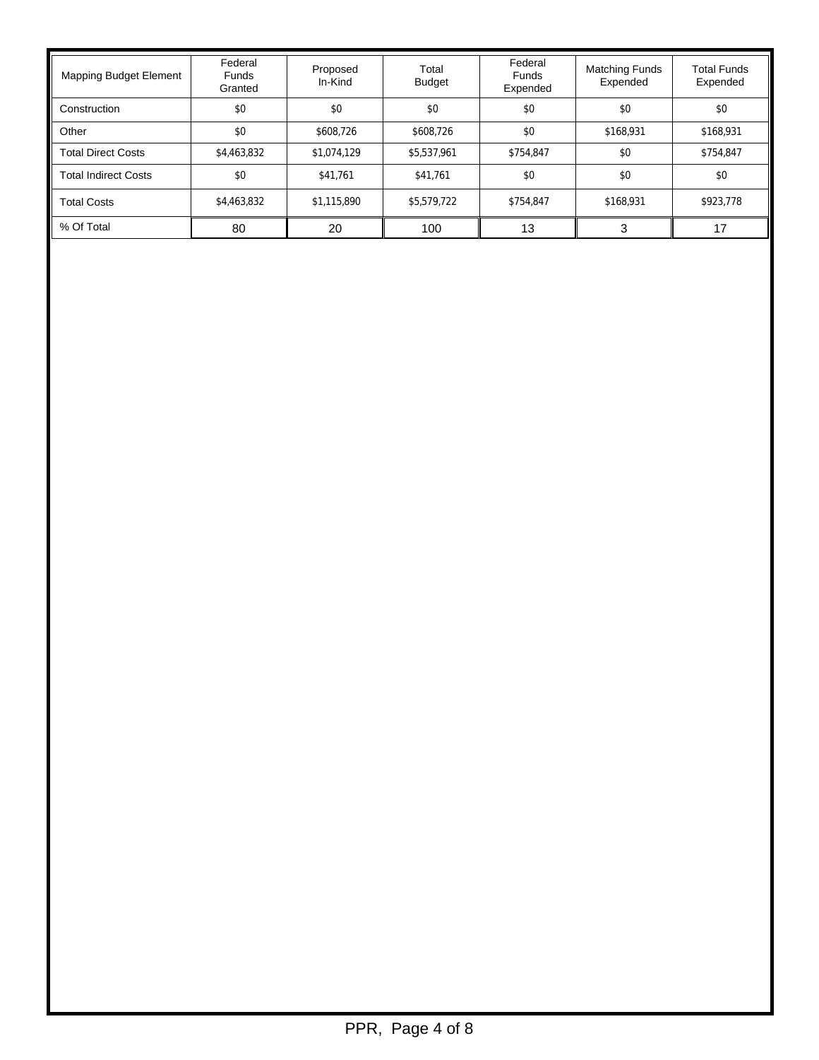| Mapping Budget Element | Federal Funds Granted | Proposed In-Kind | Total Budget | Federal Funds Expended | Matching Funds Expended | Total Funds Expended |
|---|---|---|---|---|---|---|
| Construction | $0 | $0 | $0 | $0 | $0 | $0 |
| Other | $0 | $608,726 | $608,726 | $0 | $168,931 | $168,931 |
| Total Direct Costs | $4,463,832 | $1,074,129 | $5,537,961 | $754,847 | $0 | $754,847 |
| Total Indirect Costs | $0 | $41,761 | $41,761 | $0 | $0 | $0 |
| Total Costs | $4,463,832 | $1,115,890 | $5,579,722 | $754,847 | $168,931 | $923,778 |
| % Of Total | 80 | 20 | 100 | 13 | 3 | 17 |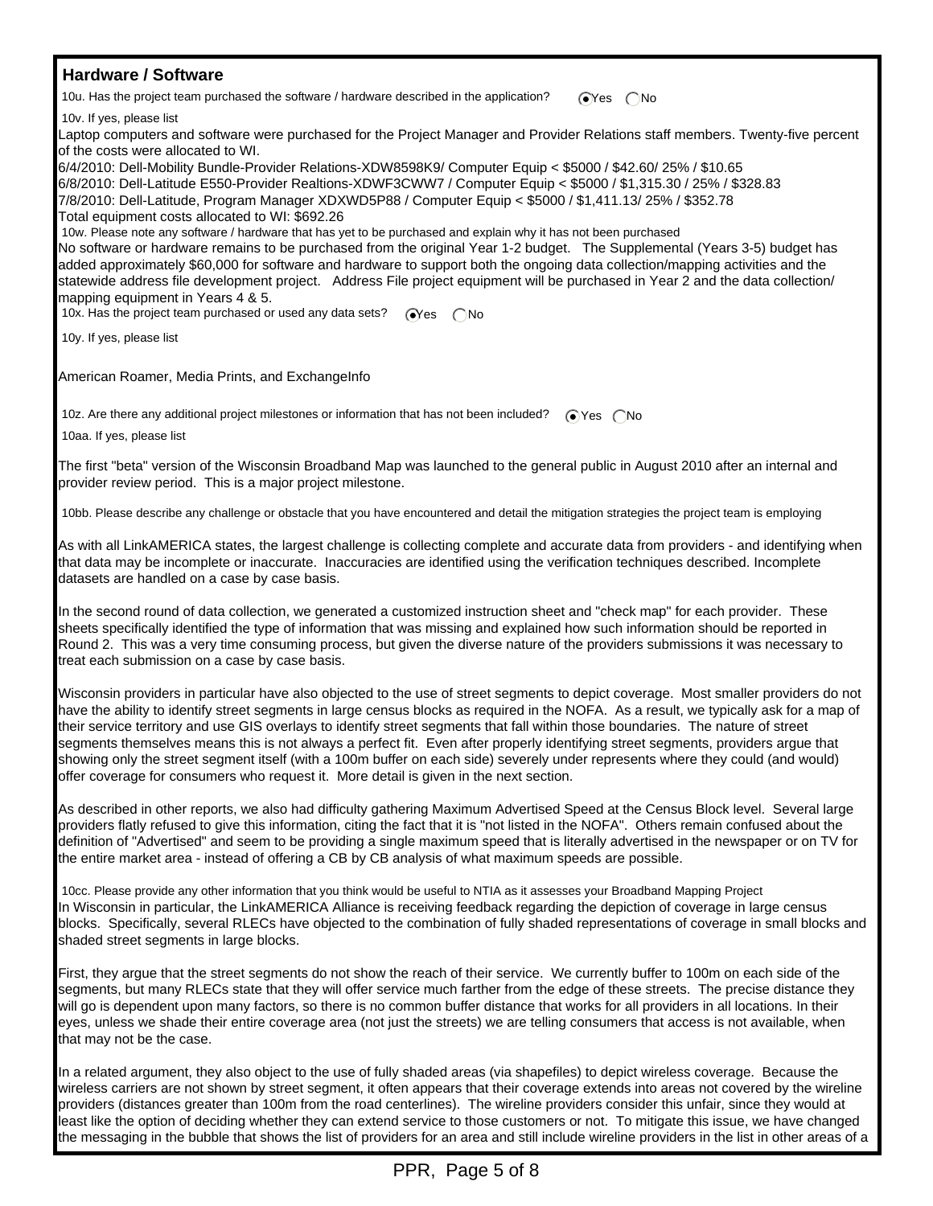## Hardware / Software

10u. Has the project team purchased the software / hardware described in the application? (•) Yes ( ) No

10v. If yes, please list

Laptop computers and software were purchased for the Project Manager and Provider Relations staff members. Twenty-five percent of the costs were allocated to WI.
6/4/2010: Dell-Mobility Bundle-Provider Relations-XDW8598K9/ Computer Equip < $5000 / $42.60/ 25% / $10.65
6/8/2010: Dell-Latitude E550-Provider Realtions-XDWF3CWW7 / Computer Equip < $5000 / $1,315.30 / 25% / $328.83
7/8/2010: Dell-Latitude, Program Manager XDXWD5P88 / Computer Equip < $5000 / $1,411.13/ 25% / $352.78
Total equipment costs allocated to WI: $692.26

10w. Please note any software / hardware that has yet to be purchased and explain why it has not been purchased

No software or hardware remains to be purchased from the original Year 1-2 budget. The Supplemental (Years 3-5) budget has added approximately $60,000 for software and hardware to support both the ongoing data collection/mapping activities and the statewide address file development project. Address File project equipment will be purchased in Year 2 and the data collection/ mapping equipment in Years 4 & 5.

10x. Has the project team purchased or used any data sets? (•) Yes ( ) No

10y. If yes, please list

American Roamer, Media Prints, and ExchangeInfo

10z. Are there any additional project milestones or information that has not been included? (•) Yes ( ) No

10aa. If yes, please list

The first "beta" version of the Wisconsin Broadband Map was launched to the general public in August 2010 after an internal and provider review period. This is a major project milestone.

10bb. Please describe any challenge or obstacle that you have encountered and detail the mitigation strategies the project team is employing

As with all LinkAMERICA states, the largest challenge is collecting complete and accurate data from providers - and identifying when that data may be incomplete or inaccurate. Inaccuracies are identified using the verification techniques described. Incomplete datasets are handled on a case by case basis.

In the second round of data collection, we generated a customized instruction sheet and "check map" for each provider. These sheets specifically identified the type of information that was missing and explained how such information should be reported in Round 2. This was a very time consuming process, but given the diverse nature of the providers submissions it was necessary to treat each submission on a case by case basis.

Wisconsin providers in particular have also objected to the use of street segments to depict coverage. Most smaller providers do not have the ability to identify street segments in large census blocks as required in the NOFA. As a result, we typically ask for a map of their service territory and use GIS overlays to identify street segments that fall within those boundaries. The nature of street segments themselves means this is not always a perfect fit. Even after properly identifying street segments, providers argue that showing only the street segment itself (with a 100m buffer on each side) severely under represents where they could (and would) offer coverage for consumers who request it. More detail is given in the next section.

As described in other reports, we also had difficulty gathering Maximum Advertised Speed at the Census Block level. Several large providers flatly refused to give this information, citing the fact that it is "not listed in the NOFA". Others remain confused about the definition of "Advertised" and seem to be providing a single maximum speed that is literally advertised in the newspaper or on TV for the entire market area - instead of offering a CB by CB analysis of what maximum speeds are possible.

10cc. Please provide any other information that you think would be useful to NTIA as it assesses your Broadband Mapping Project

In Wisconsin in particular, the LinkAMERICA Alliance is receiving feedback regarding the depiction of coverage in large census blocks. Specifically, several RLECs have objected to the combination of fully shaded representations of coverage in small blocks and shaded street segments in large blocks.

First, they argue that the street segments do not show the reach of their service. We currently buffer to 100m on each side of the segments, but many RLECs state that they will offer service much farther from the edge of these streets. The precise distance they will go is dependent upon many factors, so there is no common buffer distance that works for all providers in all locations. In their eyes, unless we shade their entire coverage area (not just the streets) we are telling consumers that access is not available, when that may not be the case.

In a related argument, they also object to the use of fully shaded areas (via shapefiles) to depict wireless coverage. Because the wireless carriers are not shown by street segment, it often appears that their coverage extends into areas not covered by the wireline providers (distances greater than 100m from the road centerlines). The wireline providers consider this unfair, since they would at least like the option of deciding whether they can extend service to those customers or not. To mitigate this issue, we have changed the messaging in the bubble that shows the list of providers for an area and still include wireline providers in the list in other areas of a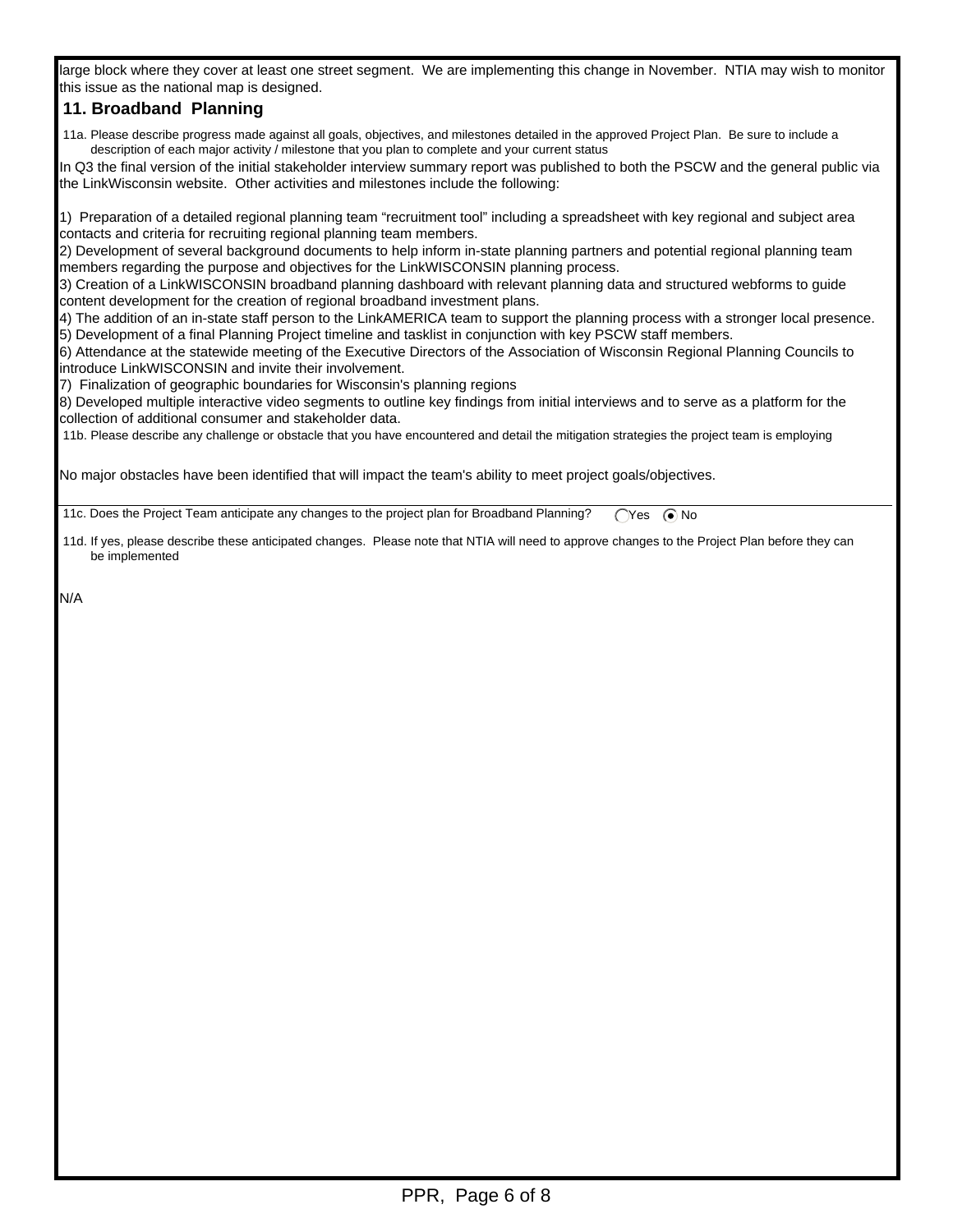large block where they cover at least one street segment. We are implementing this change in November. NTIA may wish to monitor this issue as the national map is designed.

## 11. Broadband Planning

11a. Please describe progress made against all goals, objectives, and milestones detailed in the approved Project Plan. Be sure to include a description of each major activity / milestone that you plan to complete and your current status

In Q3 the final version of the initial stakeholder interview summary report was published to both the PSCW and the general public via the LinkWisconsin website. Other activities and milestones include the following:

1) Preparation of a detailed regional planning team "recruitment tool" including a spreadsheet with key regional and subject area contacts and criteria for recruiting regional planning team members.
2) Development of several background documents to help inform in-state planning partners and potential regional planning team members regarding the purpose and objectives for the LinkWISCONSIN planning process.
3) Creation of a LinkWISCONSIN broadband planning dashboard with relevant planning data and structured webforms to guide content development for the creation of regional broadband investment plans.
4) The addition of an in-state staff person to the LinkAMERICA team to support the planning process with a stronger local presence.
5) Development of a final Planning Project timeline and tasklist in conjunction with key PSCW staff members.
6) Attendance at the statewide meeting of the Executive Directors of the Association of Wisconsin Regional Planning Councils to introduce LinkWISCONSIN and invite their involvement.
7) Finalization of geographic boundaries for Wisconsin's planning regions
8) Developed multiple interactive video segments to outline key findings from initial interviews and to serve as a platform for the collection of additional consumer and stakeholder data.

11b. Please describe any challenge or obstacle that you have encountered and detail the mitigation strategies the project team is employing

No major obstacles have been identified that will impact the team's ability to meet project goals/objectives.

11c. Does the Project Team anticipate any changes to the project plan for Broadband Planning? ○ Yes ◉ No

11d. If yes, please describe these anticipated changes. Please note that NTIA will need to approve changes to the Project Plan before they can be implemented

N/A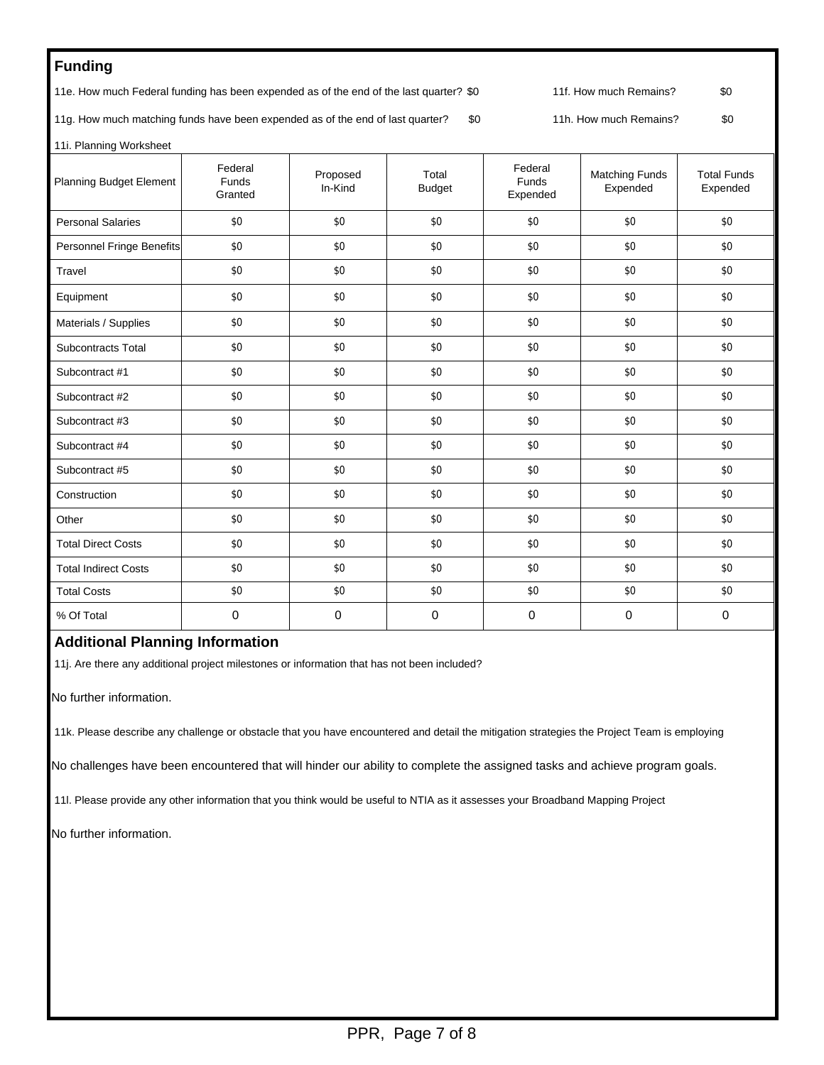## Funding

11e. How much Federal funding has been expended as of the end of the last quarter? $0

11f. How much Remains? $0

11g. How much matching funds have been expended as of the end of last quarter? $0

11h. How much Remains? $0

11i. Planning Worksheet

| Planning Budget Element | Federal Funds Granted | Proposed In-Kind | Total Budget | Federal Funds Expended | Matching Funds Expended | Total Funds Expended |
|---|---|---|---|---|---|---|
| Personal Salaries | $0 | $0 | $0 | $0 | $0 | $0 |
| Personnel Fringe Benefits | $0 | $0 | $0 | $0 | $0 | $0 |
| Travel | $0 | $0 | $0 | $0 | $0 | $0 |
| Equipment | $0 | $0 | $0 | $0 | $0 | $0 |
| Materials / Supplies | $0 | $0 | $0 | $0 | $0 | $0 |
| Subcontracts Total | $0 | $0 | $0 | $0 | $0 | $0 |
| Subcontract #1 | $0 | $0 | $0 | $0 | $0 | $0 |
| Subcontract #2 | $0 | $0 | $0 | $0 | $0 | $0 |
| Subcontract #3 | $0 | $0 | $0 | $0 | $0 | $0 |
| Subcontract #4 | $0 | $0 | $0 | $0 | $0 | $0 |
| Subcontract #5 | $0 | $0 | $0 | $0 | $0 | $0 |
| Construction | $0 | $0 | $0 | $0 | $0 | $0 |
| Other | $0 | $0 | $0 | $0 | $0 | $0 |
| Total Direct Costs | $0 | $0 | $0 | $0 | $0 | $0 |
| Total Indirect Costs | $0 | $0 | $0 | $0 | $0 | $0 |
| Total Costs | $0 | $0 | $0 | $0 | $0 | $0 |
| % Of Total | 0 | 0 | 0 | 0 | 0 | 0 |

## Additional Planning Information

11j. Are there any additional project milestones or information that has not been included?

No further information.

11k. Please describe any challenge or obstacle that you have encountered and detail the mitigation strategies the Project Team is employing

No challenges have been encountered that will hinder our ability to complete the assigned tasks and achieve program goals.

11l. Please provide any other information that you think would be useful to NTIA as it assesses your Broadband Mapping Project

No further information.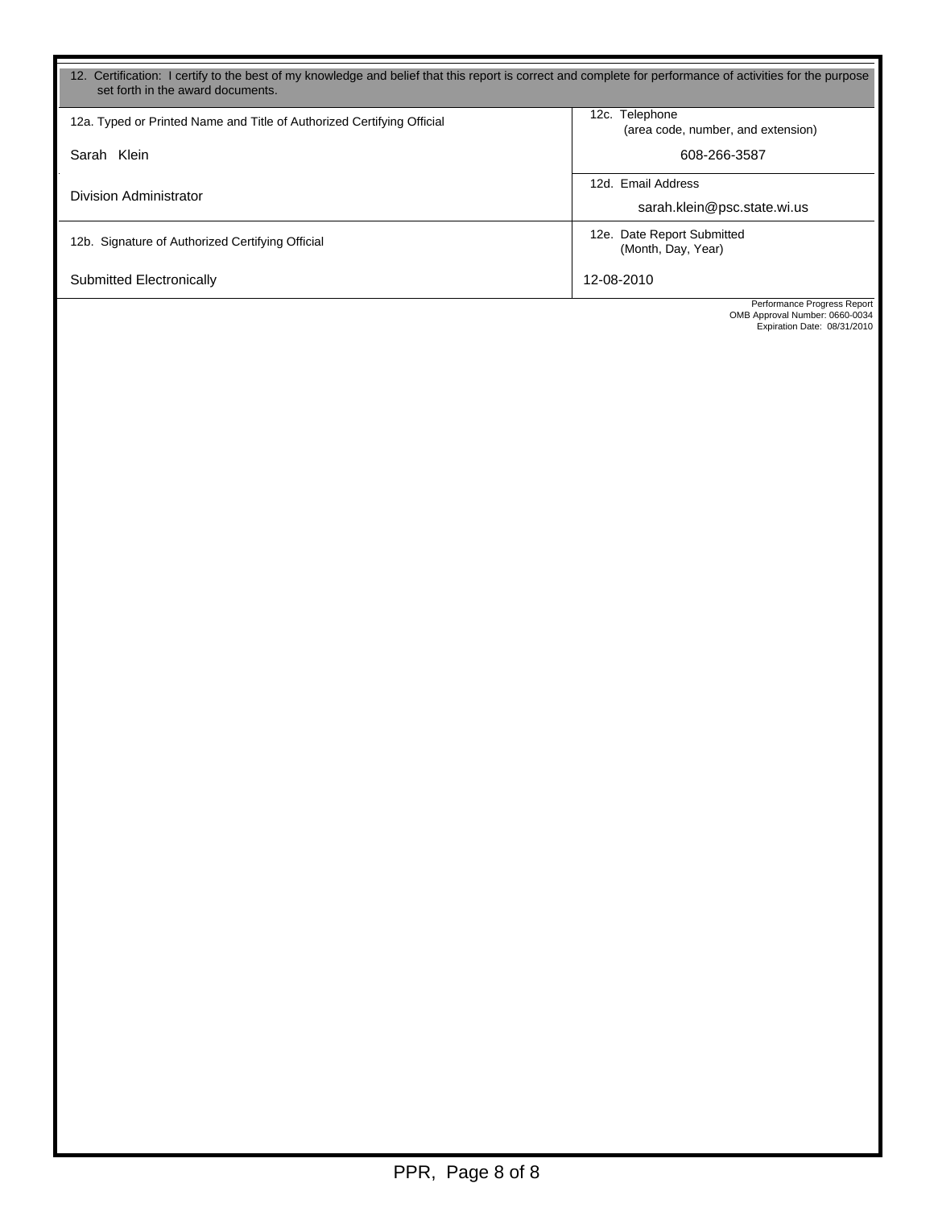12. Certification: I certify to the best of my knowledge and belief that this report is correct and complete for performance of activities for the purpose set forth in the award documents.

| | |
|---|---|
| 12a. Typed or Printed Name and Title of Authorized Certifying Official<br><br>Sarah Klein<br><br>Division Administrator | 12c. Telephone (area code, number, and extension)<br><br>608-266-3587 |
| | 12d. Email Address<br><br>sarah.klein@psc.state.wi.us |
| 12b. Signature of Authorized Certifying Official<br><br>Submitted Electronically | 12e. Date Report Submitted (Month, Day, Year)<br><br>12-08-2010 |

Performance Progress Report
OMB Approval Number: 0660-0034
Expiration Date: 08/31/2010